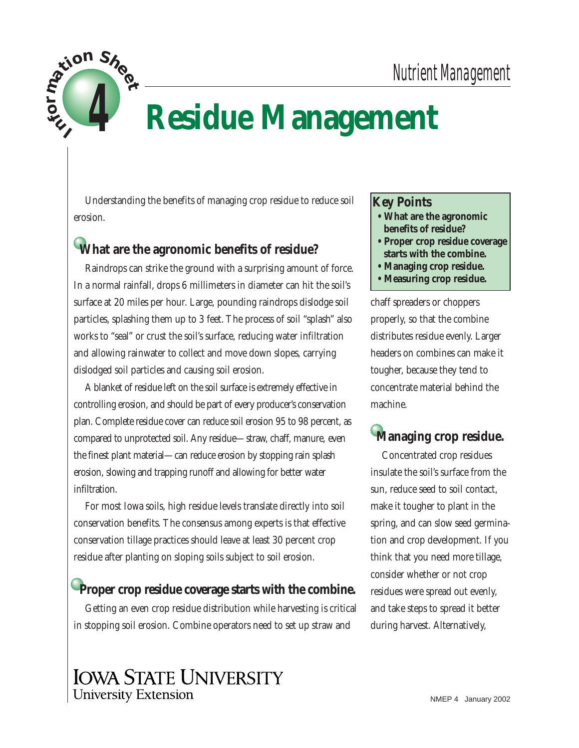Nutrient Management

# Information Sheet 4: Residue Management

Understanding the benefits of managing crop residue to reduce soil erosion.

## Key Points

- **What are the agronomic benefits of residue?**
- **Proper crop residue coverage starts with the combine.**
- **Managing crop residue.**
- **Measuring crop residue.**

## What are the agronomic benefits of residue?

Raindrops can strike the ground with a surprising amount of force. In a normal rainfall, drops 6 millimeters in diameter can hit the soil's surface at 20 miles per hour. Large, pounding raindrops dislodge soil particles, splashing them up to 3 feet. The process of soil "splash" also works to "seal" or crust the soil's surface, reducing water infiltration and allowing rainwater to collect and move down slopes, carrying dislodged soil particles and causing soil erosion.

A blanket of residue left on the soil surface is extremely effective in controlling erosion, and should be part of every producer's conservation plan. Complete residue cover can reduce soil erosion 95 to 98 percent, as compared to unprotected soil. Any residue—straw, chaff, manure, even the finest plant material—can reduce erosion by stopping rain splash erosion, slowing and trapping runoff and allowing for better water infiltration.

For most Iowa soils, high residue levels translate directly into soil conservation benefits. The consensus among experts is that effective conservation tillage practices should leave at least 30 percent crop residue after planting on sloping soils subject to soil erosion.

## Proper crop residue coverage starts with the combine.

Getting an even crop residue distribution while harvesting is critical in stopping soil erosion. Combine operators need to set up straw and chaff spreaders or choppers properly, so that the combine distributes residue evenly. Larger headers on combines can make it tougher, because they tend to concentrate material behind the machine.

## Managing crop residue.

Concentrated crop residues insulate the soil's surface from the sun, reduce seed to soil contact, make it tougher to plant in the spring, and can slow seed germination and crop development. If you think that you need more tillage, consider whether or not crop residues were spread out evenly, and take steps to spread it better during harvest. Alternatively,

IOWA STATE UNIVERSITY
University Extension

NMEP 4 January 2002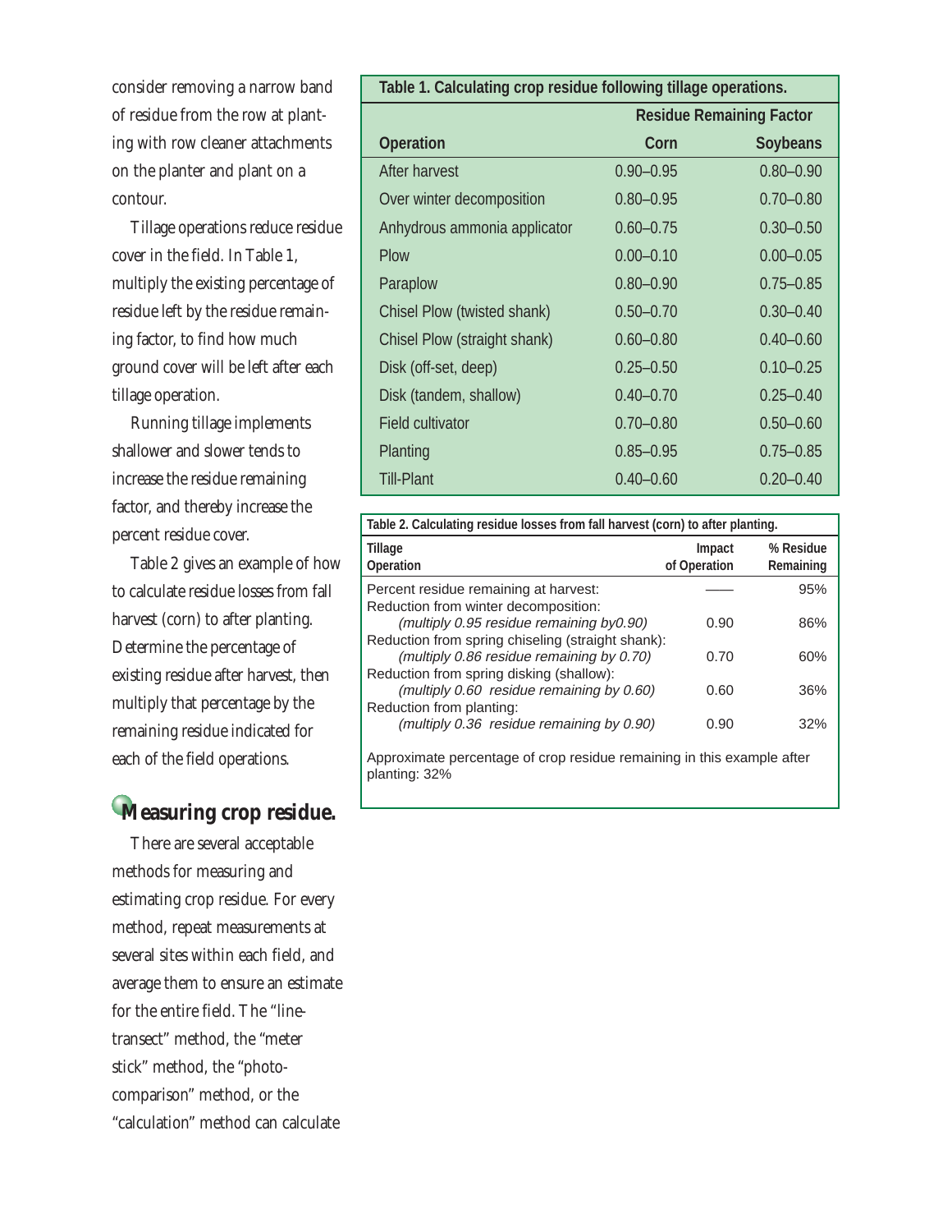consider removing a narrow band of residue from the row at planting with row cleaner attachments on the planter and plant on a contour.

Tillage operations reduce residue cover in the field. In Table 1, multiply the existing percentage of residue left by the residue remaining factor, to find how much ground cover will be left after each tillage operation.

Running tillage implements shallower and slower tends to increase the residue remaining factor, and thereby increase the percent residue cover.

Table 2 gives an example of how to calculate residue losses from fall harvest (corn) to after planting. Determine the percentage of existing residue after harvest, then multiply that percentage by the remaining residue indicated for each of the field operations.

**Table 1. Calculating crop residue following tillage operations.**

| | Residue Remaining Factor | |
|---|---|---|
| **Operation** | **Corn** | **Soybeans** |
| After harvest | 0.90–0.95 | 0.80–0.90 |
| Over winter decomposition | 0.80–0.95 | 0.70–0.80 |
| Anhydrous ammonia applicator | 0.60–0.75 | 0.30–0.50 |
| Plow | 0.00–0.10 | 0.00–0.05 |
| Paraplow | 0.80–0.90 | 0.75–0.85 |
| Chisel Plow (twisted shank) | 0.50–0.70 | 0.30–0.40 |
| Chisel Plow (straight shank) | 0.60–0.80 | 0.40–0.60 |
| Disk (off-set, deep) | 0.25–0.50 | 0.10–0.25 |
| Disk (tandem, shallow) | 0.40–0.70 | 0.25–0.40 |
| Field cultivator | 0.70–0.80 | 0.50–0.60 |
| Planting | 0.85–0.95 | 0.75–0.85 |
| Till-Plant | 0.40–0.60 | 0.20–0.40 |

**Table 2. Calculating residue losses from fall harvest (corn) to after planting.**

| Tillage Operation | Impact of Operation | % Residue Remaining |
|---|---|---|
| Percent residue remaining at harvest: | —— | 95% |
| Reduction from winter decomposition: *(multiply 0.95 residue remaining by0.90)* | 0.90 | 86% |
| Reduction from spring chiseling (straight shank): *(multiply 0.86 residue remaining by 0.70)* | 0.70 | 60% |
| Reduction from spring disking (shallow): *(multiply 0.60 residue remaining by 0.60)* | 0.60 | 36% |
| Reduction from planting: *(multiply 0.36 residue remaining by 0.90)* | 0.90 | 32% |

Approximate percentage of crop residue remaining in this example after planting: 32%

## Measuring crop residue.

There are several acceptable methods for measuring and estimating crop residue. For every method, repeat measurements at several sites within each field, and average them to ensure an estimate for the entire field. The "line-transect" method, the "meter stick" method, the "photo-comparison" method, or the "calculation" method can calculate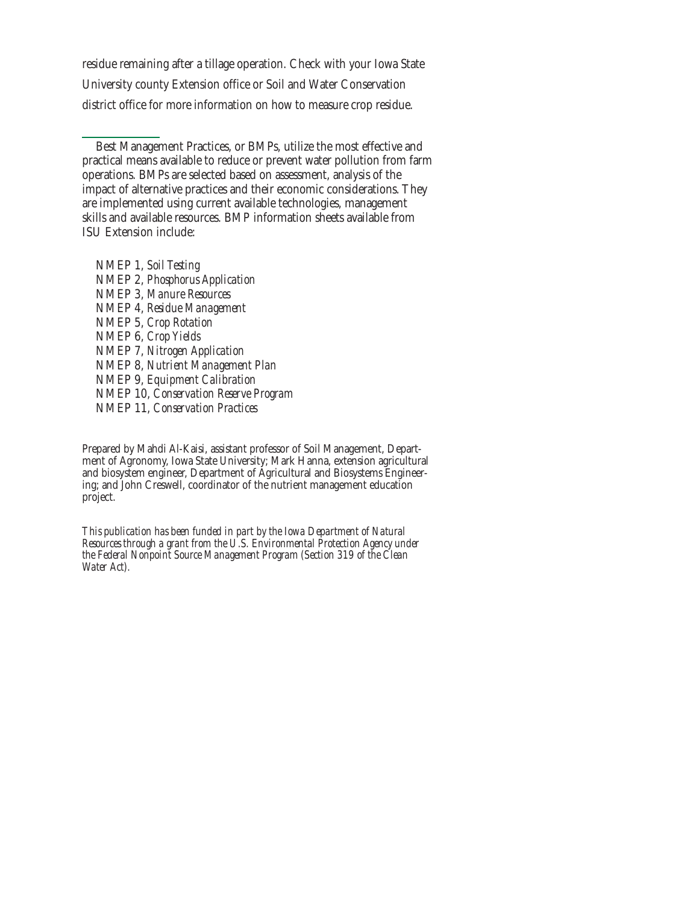residue remaining after a tillage operation. Check with your Iowa State University county Extension office or Soil and Water Conservation district office for more information on how to measure crop residue.

---

Best Management Practices, or BMPs, utilize the most effective and practical means available to reduce or prevent water pollution from farm operations. BMPs are selected based on assessment, analysis of the impact of alternative practices and their economic considerations. They are implemented using current available technologies, management skills and available resources. BMP information sheets available from ISU Extension include:

NMEP 1, *Soil Testing*
NMEP 2, *Phosphorus Application*
NMEP 3, *Manure Resources*
NMEP 4, *Residue Management*
NMEP 5, *Crop Rotation*
NMEP 6, *Crop Yields*
NMEP 7, *Nitrogen Application*
NMEP 8, *Nutrient Management Plan*
NMEP 9, *Equipment Calibration*
NMEP 10, *Conservation Reserve Program*
NMEP 11, *Conservation Practices*

Prepared by Mahdi Al-Kaisi, assistant professor of Soil Management, Department of Agronomy, Iowa State University; Mark Hanna, extension agricultural and biosystem engineer, Department of Agricultural and Biosystems Engineering; and John Creswell, coordinator of the nutrient management education project.

*This publication has been funded in part by the Iowa Department of Natural Resources through a grant from the U.S. Environmental Protection Agency under the Federal Nonpoint Source Management Program (Section 319 of the Clean Water Act).*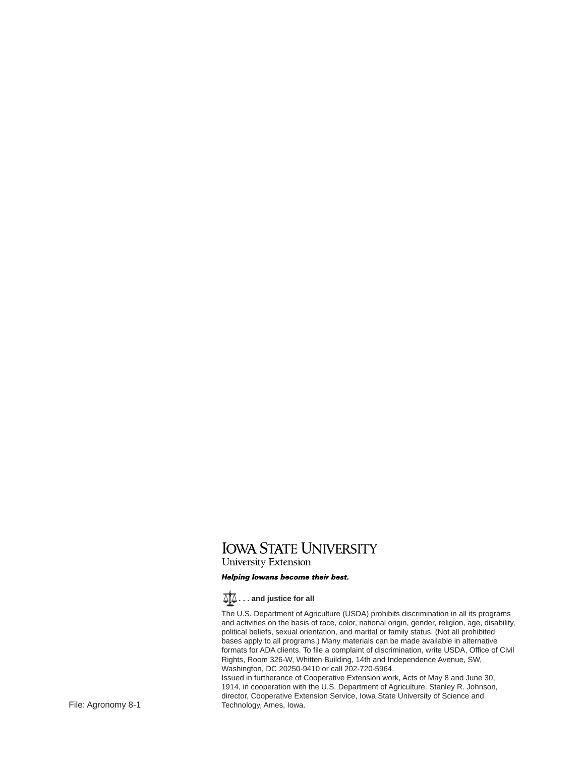IOWA STATE UNIVERSITY
University Extension

***Helping Iowans become their best.***

**. . . and justice for all**

The U.S. Department of Agriculture (USDA) prohibits discrimination in all its programs and activities on the basis of race, color, national origin, gender, religion, age, disability, political beliefs, sexual orientation, and marital or family status. (Not all prohibited bases apply to all programs.) Many materials can be made available in alternative formats for ADA clients. To file a complaint of discrimination, write USDA, Office of Civil Rights, Room 326-W, Whitten Building, 14th and Independence Avenue, SW, Washington, DC 20250-9410 or call 202-720-5964.

Issued in furtherance of Cooperative Extension work, Acts of May 8 and June 30, 1914, in cooperation with the U.S. Department of Agriculture. Stanley R. Johnson, director, Cooperative Extension Service, Iowa State University of Science and Technology, Ames, Iowa.

File: Agronomy 8-1